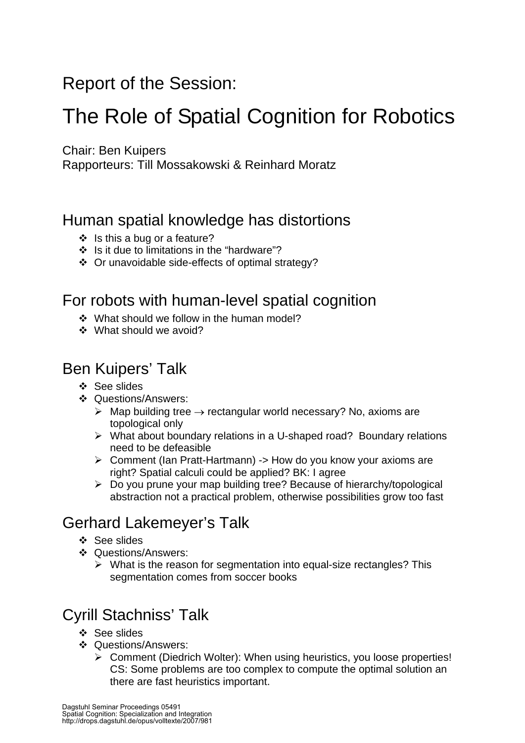Report of the Session:

# The Role of Spatial Cognition for Robotics

Chair: Ben Kuipers
Rapporteurs: Till Mossakowski & Reinhard Moratz

## Human spatial knowledge has distortions

- Is this a bug or a feature?
- Is it due to limitations in the "hardware"?
- Or unavoidable side-effects of optimal strategy?

## For robots with human-level spatial cognition

- What should we follow in the human model?
- What should we avoid?

## Ben Kuipers' Talk

- See slides
- Questions/Answers:
  - Map building tree → rectangular world necessary? No, axioms are topological only
  - What about boundary relations in a U-shaped road? Boundary relations need to be defeasible
  - Comment (Ian Pratt-Hartmann) -> How do you know your axioms are right? Spatial calculi could be applied? BK: I agree
  - Do you prune your map building tree? Because of hierarchy/topological abstraction not a practical problem, otherwise possibilities grow too fast

## Gerhard Lakemeyer's Talk

- See slides
- Questions/Answers:
  - What is the reason for segmentation into equal-size rectangles? This segmentation comes from soccer books

## Cyrill Stachniss' Talk

- See slides
- Questions/Answers:
  - Comment (Diedrich Wolter): When using heuristics, you loose properties! CS: Some problems are too complex to compute the optimal solution an there are fast heuristics important.

Dagstuhl Seminar Proceedings 05491
Spatial Cognition: Specialization and Integration
http://drops.dagstuhl.de/opus/volltexte/2007/981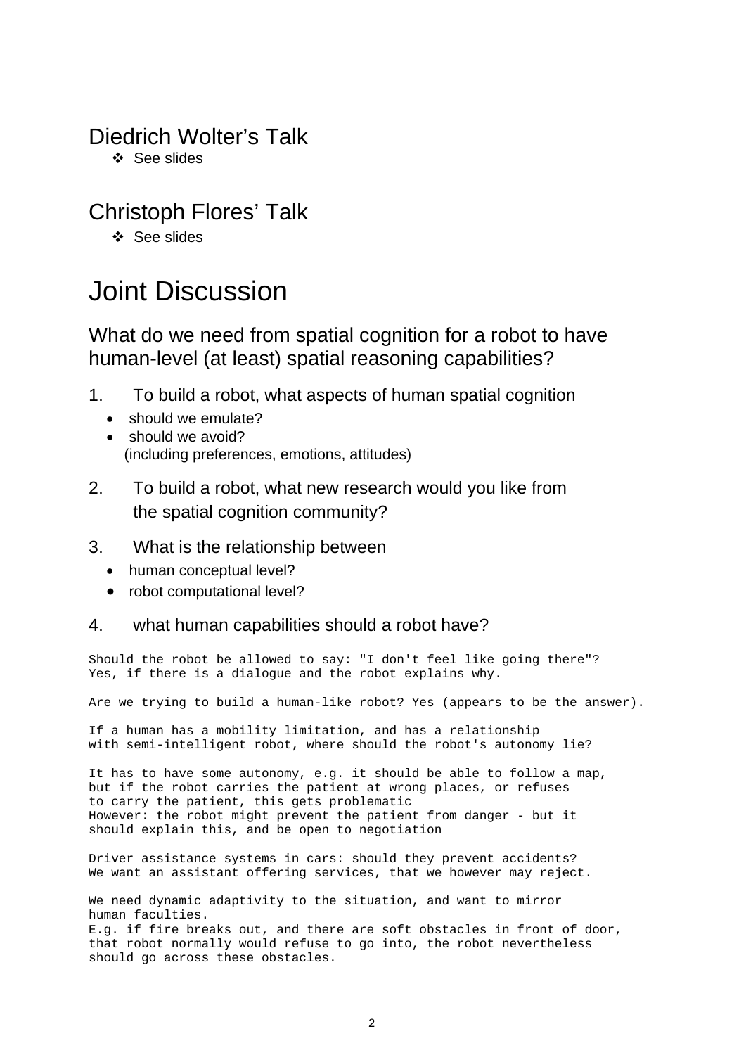## Diedrich Wolter's Talk

- See slides

## Christoph Flores' Talk

- See slides

# Joint Discussion

## What do we need from spatial cognition for a robot to have human-level (at least) spatial reasoning capabilities?

1. To build a robot, what aspects of human spatial cognition
   - should we emulate?
   - should we avoid?
     (including preferences, emotions, attitudes)

2. To build a robot, what new research would you like from the spatial cognition community?

3. What is the relationship between
   - human conceptual level?
   - robot computational level?

4. what human capabilities should a robot have?

Should the robot be allowed to say: "I don't feel like going there"?
Yes, if there is a dialogue and the robot explains why.

Are we trying to build a human-like robot? Yes (appears to be the answer).

If a human has a mobility limitation, and has a relationship with semi-intelligent robot, where should the robot's autonomy lie?

It has to have some autonomy, e.g. it should be able to follow a map, but if the robot carries the patient at wrong places, or refuses to carry the patient, this gets problematic
However: the robot might prevent the patient from danger - but it should explain this, and be open to negotiation

Driver assistance systems in cars: should they prevent accidents?
We want an assistant offering services, that we however may reject.

We need dynamic adaptivity to the situation, and want to mirror human faculties.
E.g. if fire breaks out, and there are soft obstacles in front of door, that robot normally would refuse to go into, the robot nevertheless should go across these obstacles.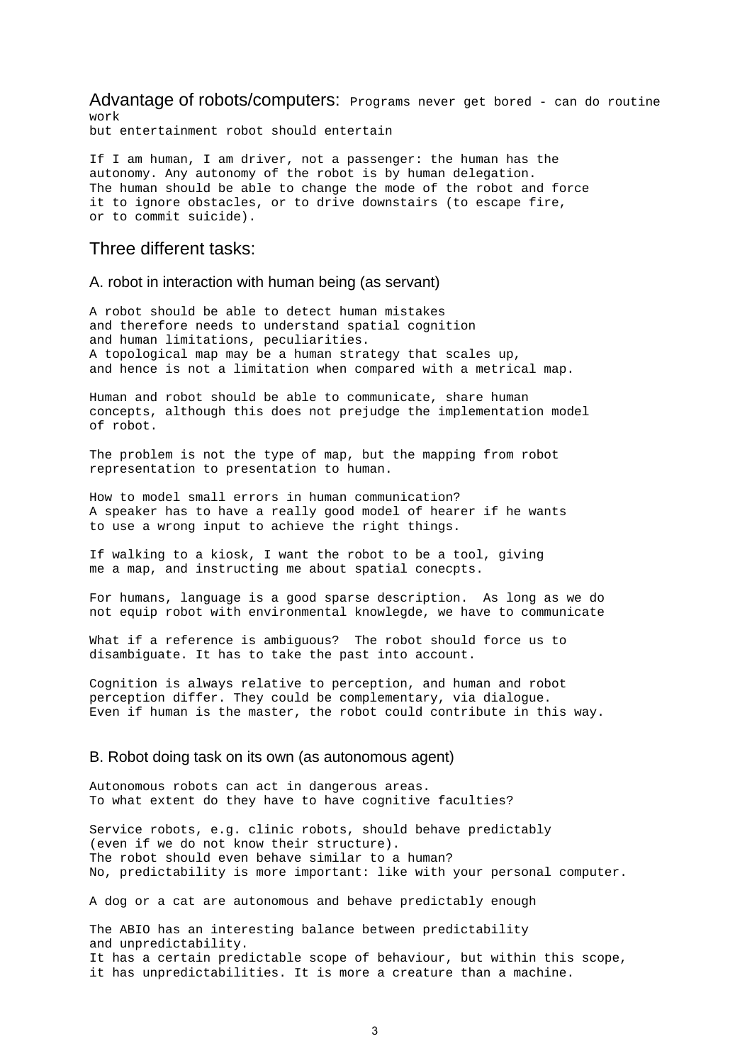## Advantage of robots/computers:

Programs never get bored - can do routine work
but entertainment robot should entertain

If I am human, I am driver, not a passenger: the human has the autonomy. Any autonomy of the robot is by human delegation. The human should be able to change the mode of the robot and force it to ignore obstacles, or to drive downstairs (to escape fire, or to commit suicide).

## Three different tasks:

### A. robot in interaction with human being (as servant)

A robot should be able to detect human mistakes and therefore needs to understand spatial cognition and human limitations, peculiarities.
A topological map may be a human strategy that scales up, and hence is not a limitation when compared with a metrical map.

Human and robot should be able to communicate, share human concepts, although this does not prejudge the implementation model of robot.

The problem is not the type of map, but the mapping from robot representation to presentation to human.

How to model small errors in human communication?
A speaker has to have a really good model of hearer if he wants to use a wrong input to achieve the right things.

If walking to a kiosk, I want the robot to be a tool, giving me a map, and instructing me about spatial conecpts.

For humans, language is a good sparse description. As long as we do not equip robot with environmental knowlegde, we have to communicate

What if a reference is ambiguous? The robot should force us to disambiguate. It has to take the past into account.

Cognition is always relative to perception, and human and robot perception differ. They could be complementary, via dialogue. Even if human is the master, the robot could contribute in this way.

### B. Robot doing task on its own (as autonomous agent)

Autonomous robots can act in dangerous areas.
To what extent do they have to have cognitive faculties?

Service robots, e.g. clinic robots, should behave predictably (even if we do not know their structure).
The robot should even behave similar to a human?
No, predictability is more important: like with your personal computer.

A dog or a cat are autonomous and behave predictably enough

The ABIO has an interesting balance between predictability and unpredictability.
It has a certain predictable scope of behaviour, but within this scope, it has unpredictabilities. It is more a creature than a machine.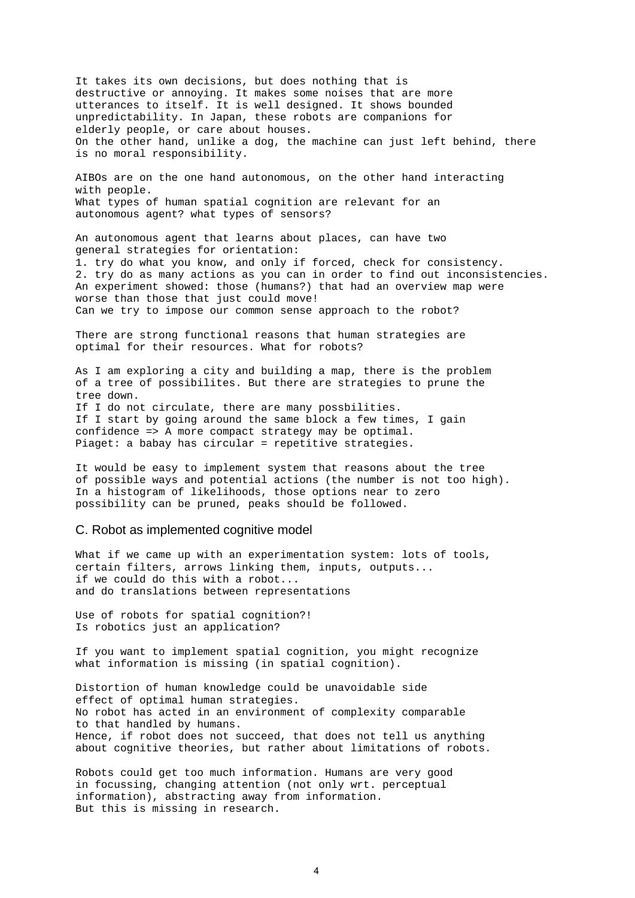It takes its own decisions, but does nothing that is destructive or annoying. It makes some noises that are more utterances to itself. It is well designed. It shows bounded unpredictability. In Japan, these robots are companions for elderly people, or care about houses.
On the other hand, unlike a dog, the machine can just left behind, there is no moral responsibility.

AIBOs are on the one hand autonomous, on the other hand interacting with people.
What types of human spatial cognition are relevant for an autonomous agent? what types of sensors?

An autonomous agent that learns about places, can have two general strategies for orientation:
1. try do what you know, and only if forced, check for consistency.
2. try do as many actions as you can in order to find out inconsistencies.
An experiment showed: those (humans?) that had an overview map were worse than those that just could move!
Can we try to impose our common sense approach to the robot?

There are strong functional reasons that human strategies are optimal for their resources. What for robots?

As I am exploring a city and building a map, there is the problem of a tree of possibilites. But there are strategies to prune the tree down.
If I do not circulate, there are many possbilities.
If I start by going around the same block a few times, I gain confidence => A more compact strategy may be optimal.
Piaget: a babay has circular = repetitive strategies.

It would be easy to implement system that reasons about the tree of possible ways and potential actions (the number is not too high).
In a histogram of likelihoods, those options near to zero possibility can be pruned, peaks should be followed.

## C. Robot as implemented cognitive model

What if we came up with an experimentation system: lots of tools, certain filters, arrows linking them, inputs, outputs...
if we could do this with a robot...
and do translations between representations

Use of robots for spatial cognition?!
Is robotics just an application?

If you want to implement spatial cognition, you might recognize what information is missing (in spatial cognition).

Distortion of human knowledge could be unavoidable side effect of optimal human strategies.
No robot has acted in an environment of complexity comparable to that handled by humans.
Hence, if robot does not succeed, that does not tell us anything about cognitive theories, but rather about limitations of robots.

Robots could get too much information. Humans are very good in focussing, changing attention (not only wrt. perceptual information), abstracting away from information.
But this is missing in research.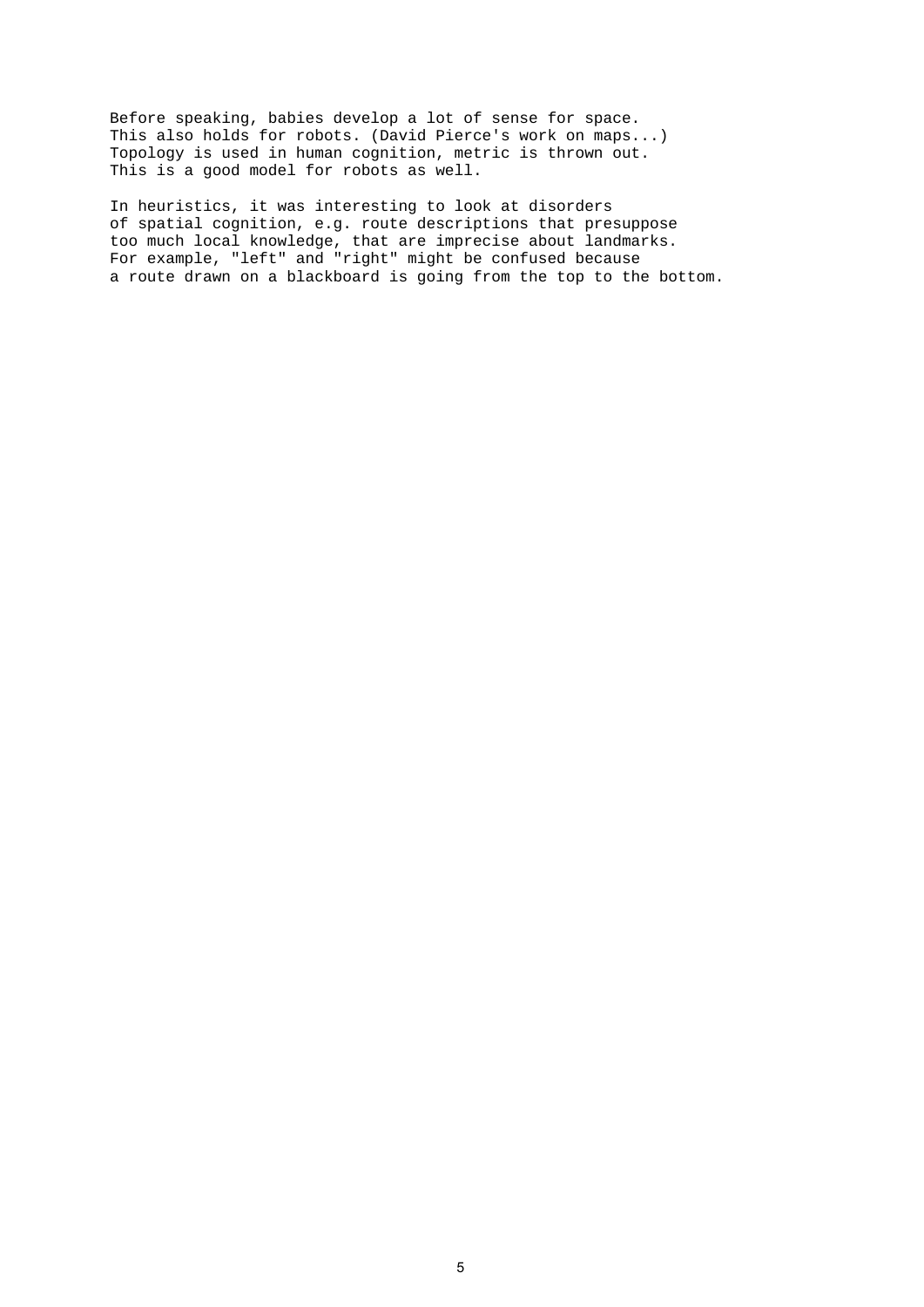Before speaking, babies develop a lot of sense for space.
This also holds for robots. (David Pierce's work on maps...)
Topology is used in human cognition, metric is thrown out.
This is a good model for robots as well.

In heuristics, it was interesting to look at disorders
of spatial cognition, e.g. route descriptions that presuppose
too much local knowledge, that are imprecise about landmarks.
For example, "left" and "right" might be confused because
a route drawn on a blackboard is going from the top to the bottom.